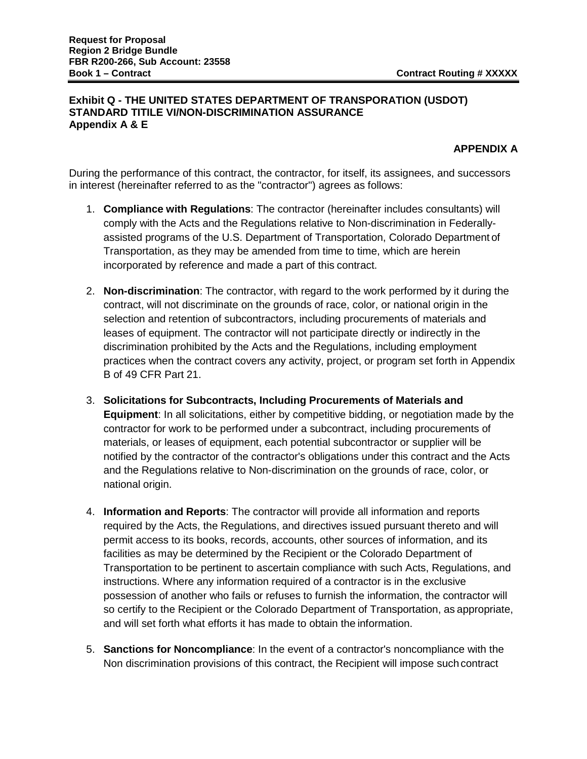## Exhibit Q - THE UNITED STATES DEPARTMENT OF TRANSPORTATION (USDOT) STANDARD TITILE VI/NON-DISCRIMINATION ASSURANCE Appendix A & E

### APPENDIX A

During the performance of this contract, the contractor, for itself, its assignees, and successors in interest (hereinafter referred to as the "contractor") agrees as follows:

1. **Compliance with Regulations**: The contractor (hereinafter includes consultants) will comply with the Acts and the Regulations relative to Non-discrimination in Federally-assisted programs of the U.S. Department of Transportation, Colorado Department of Transportation, as they may be amended from time to time, which are herein incorporated by reference and made a part of this contract.

2. **Non-discrimination**: The contractor, with regard to the work performed by it during the contract, will not discriminate on the grounds of race, color, or national origin in the selection and retention of subcontractors, including procurements of materials and leases of equipment. The contractor will not participate directly or indirectly in the discrimination prohibited by the Acts and the Regulations, including employment practices when the contract covers any activity, project, or program set forth in Appendix B of 49 CFR Part 21.

3. **Solicitations for Subcontracts, Including Procurements of Materials and Equipment**: In all solicitations, either by competitive bidding, or negotiation made by the contractor for work to be performed under a subcontract, including procurements of materials, or leases of equipment, each potential subcontractor or supplier will be notified by the contractor of the contractor's obligations under this contract and the Acts and the Regulations relative to Non-discrimination on the grounds of race, color, or national origin.

4. **Information and Reports**: The contractor will provide all information and reports required by the Acts, the Regulations, and directives issued pursuant thereto and will permit access to its books, records, accounts, other sources of information, and its facilities as may be determined by the Recipient or the Colorado Department of Transportation to be pertinent to ascertain compliance with such Acts, Regulations, and instructions. Where any information required of a contractor is in the exclusive possession of another who fails or refuses to furnish the information, the contractor will so certify to the Recipient or the Colorado Department of Transportation, as appropriate, and will set forth what efforts it has made to obtain the information.

5. **Sanctions for Noncompliance**: In the event of a contractor's noncompliance with the Non discrimination provisions of this contract, the Recipient will impose such contract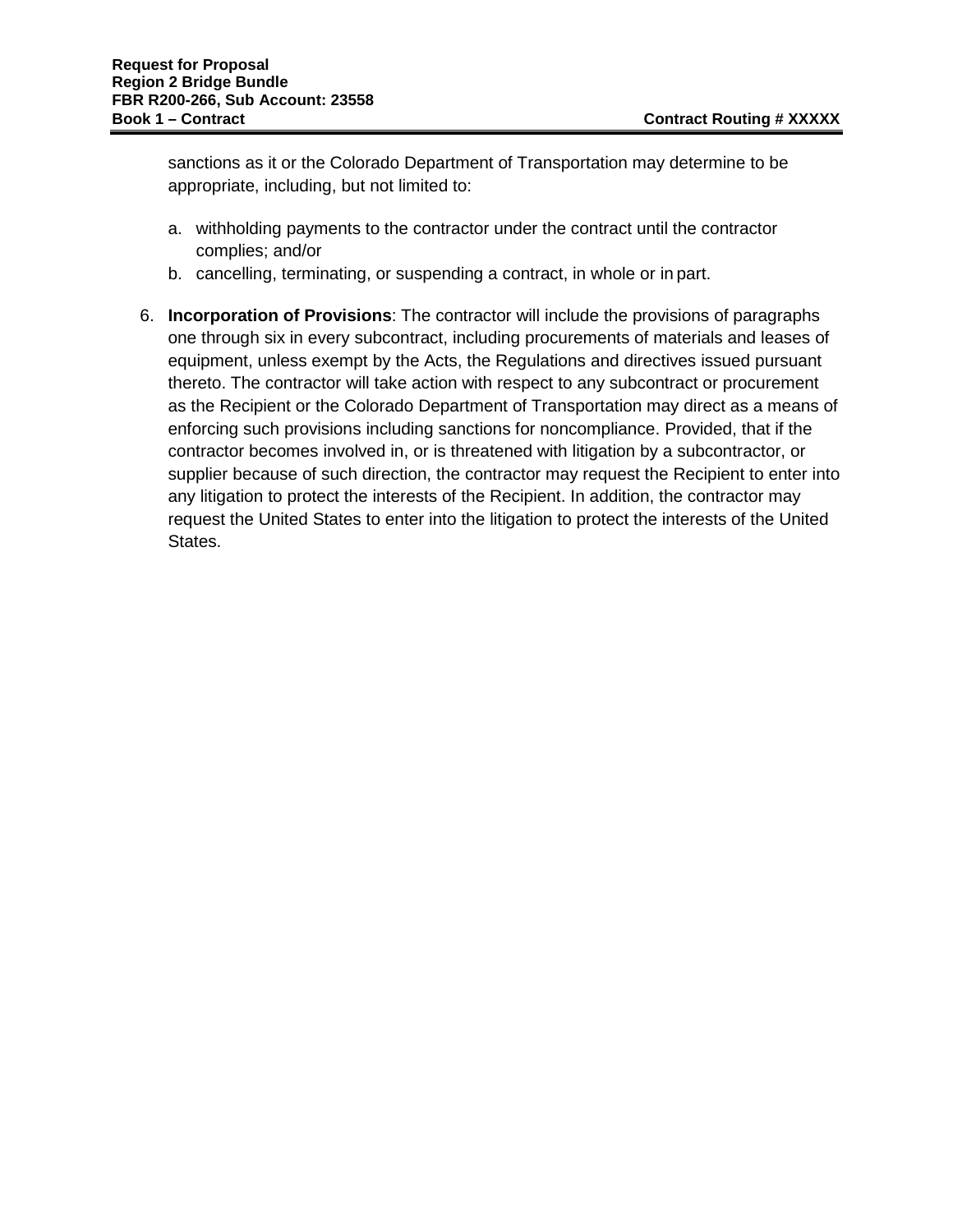sanctions as it or the Colorado Department of Transportation may determine to be appropriate, including, but not limited to:

a. withholding payments to the contractor under the contract until the contractor complies; and/or
b. cancelling, terminating, or suspending a contract, in whole or in part.

6. **Incorporation of Provisions**: The contractor will include the provisions of paragraphs one through six in every subcontract, including procurements of materials and leases of equipment, unless exempt by the Acts, the Regulations and directives issued pursuant thereto. The contractor will take action with respect to any subcontract or procurement as the Recipient or the Colorado Department of Transportation may direct as a means of enforcing such provisions including sanctions for noncompliance. Provided, that if the contractor becomes involved in, or is threatened with litigation by a subcontractor, or supplier because of such direction, the contractor may request the Recipient to enter into any litigation to protect the interests of the Recipient. In addition, the contractor may request the United States to enter into the litigation to protect the interests of the United States.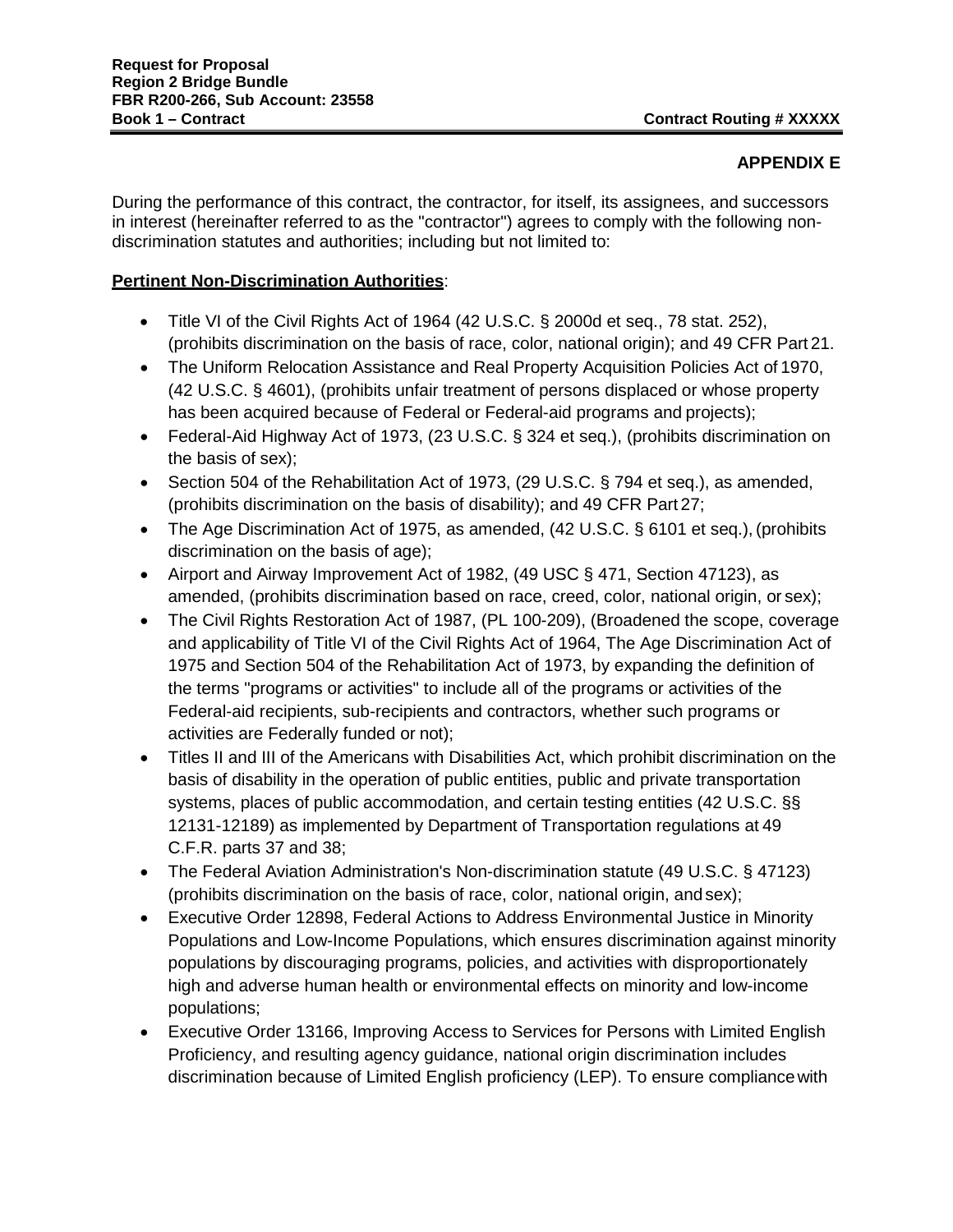## APPENDIX E

During the performance of this contract, the contractor, for itself, its assignees, and successors in interest (hereinafter referred to as the "contractor") agrees to comply with the following non-discrimination statutes and authorities; including but not limited to:

**Pertinent Non-Discrimination Authorities**:

- Title VI of the Civil Rights Act of 1964 (42 U.S.C. § 2000d et seq., 78 stat. 252), (prohibits discrimination on the basis of race, color, national origin); and 49 CFR Part 21.
- The Uniform Relocation Assistance and Real Property Acquisition Policies Act of 1970, (42 U.S.C. § 4601), (prohibits unfair treatment of persons displaced or whose property has been acquired because of Federal or Federal-aid programs and projects);
- Federal-Aid Highway Act of 1973, (23 U.S.C. § 324 et seq.), (prohibits discrimination on the basis of sex);
- Section 504 of the Rehabilitation Act of 1973, (29 U.S.C. § 794 et seq.), as amended, (prohibits discrimination on the basis of disability); and 49 CFR Part 27;
- The Age Discrimination Act of 1975, as amended, (42 U.S.C. § 6101 et seq.), (prohibits discrimination on the basis of age);
- Airport and Airway Improvement Act of 1982, (49 USC § 471, Section 47123), as amended, (prohibits discrimination based on race, creed, color, national origin, or sex);
- The Civil Rights Restoration Act of 1987, (PL 100-209), (Broadened the scope, coverage and applicability of Title VI of the Civil Rights Act of 1964, The Age Discrimination Act of 1975 and Section 504 of the Rehabilitation Act of 1973, by expanding the definition of the terms "programs or activities" to include all of the programs or activities of the Federal-aid recipients, sub-recipients and contractors, whether such programs or activities are Federally funded or not);
- Titles II and III of the Americans with Disabilities Act, which prohibit discrimination on the basis of disability in the operation of public entities, public and private transportation systems, places of public accommodation, and certain testing entities (42 U.S.C. §§ 12131-12189) as implemented by Department of Transportation regulations at 49 C.F.R. parts 37 and 38;
- The Federal Aviation Administration's Non-discrimination statute (49 U.S.C. § 47123) (prohibits discrimination on the basis of race, color, national origin, and sex);
- Executive Order 12898, Federal Actions to Address Environmental Justice in Minority Populations and Low-Income Populations, which ensures discrimination against minority populations by discouraging programs, policies, and activities with disproportionately high and adverse human health or environmental effects on minority and low-income populations;
- Executive Order 13166, Improving Access to Services for Persons with Limited English Proficiency, and resulting agency guidance, national origin discrimination includes discrimination because of Limited English proficiency (LEP). To ensure compliance with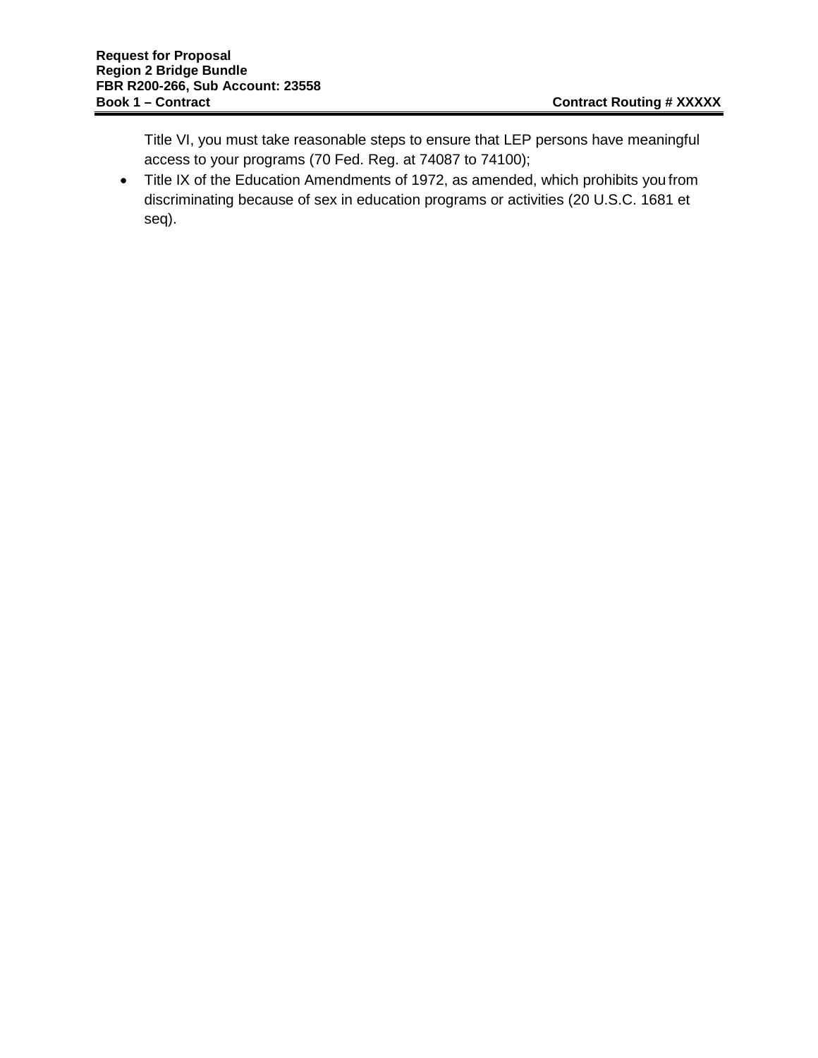Title VI, you must take reasonable steps to ensure that LEP persons have meaningful access to your programs (70 Fed. Reg. at 74087 to 74100);

- Title IX of the Education Amendments of 1972, as amended, which prohibits you from discriminating because of sex in education programs or activities (20 U.S.C. 1681 et seq).